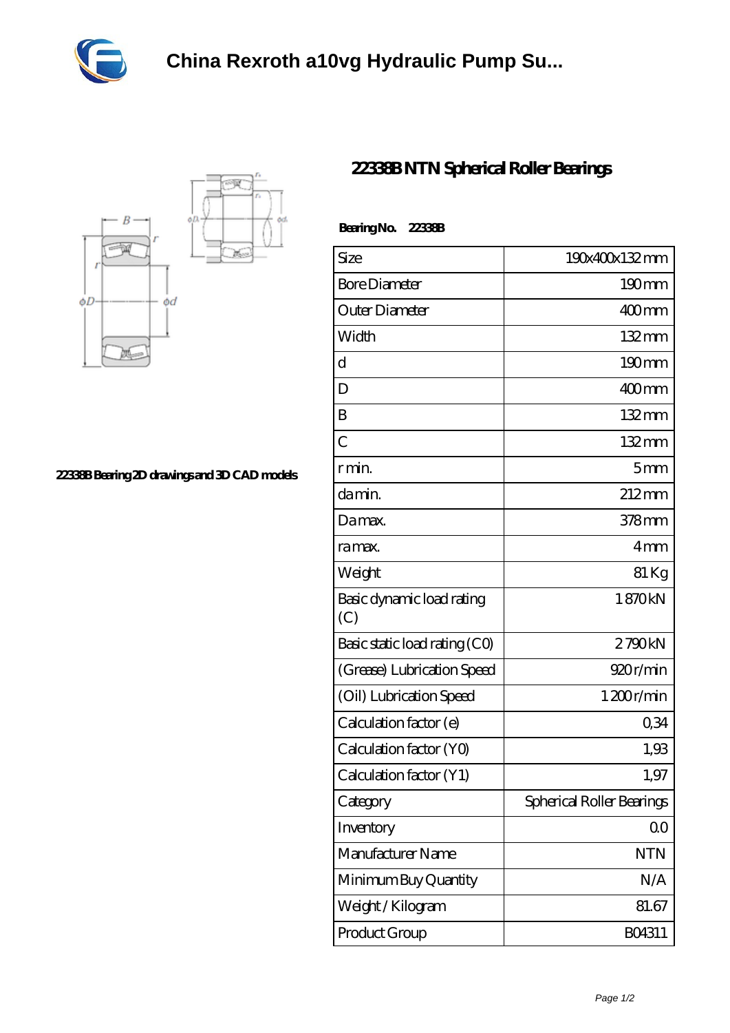# China Rexroth a10vg Hydraulic Pump Su...

## 22338B NTN Spherical Roller Bearings

22338B Bearing 2D drawings and 3D CAD models

**Bearing No. 22338B**

| | |
|---|---|
| Size | 190x400x132 mm |
| Bore Diameter | 190 mm |
| Outer Diameter | 400 mm |
| Width | 132 mm |
| d | 190 mm |
| D | 400 mm |
| B | 132 mm |
| C | 132 mm |
| r min. | 5 mm |
| da min. | 212 mm |
| Da max. | 378 mm |
| ra max. | 4 mm |
| Weight | 81 Kg |
| Basic dynamic load rating (C) | 1 870 kN |
| Basic static load rating (C0) | 2 790 kN |
| (Grease) Lubrication Speed | 920 r/min |
| (Oil) Lubrication Speed | 1 200 r/min |
| Calculation factor (e) | 0,34 |
| Calculation factor (Y0) | 1,93 |
| Calculation factor (Y1) | 1,97 |
| Category | Spherical Roller Bearings |
| Inventory | 0.0 |
| Manufacturer Name | NTN |
| Minimum Buy Quantity | N/A |
| Weight / Kilogram | 81.67 |
| Product Group | B04311 |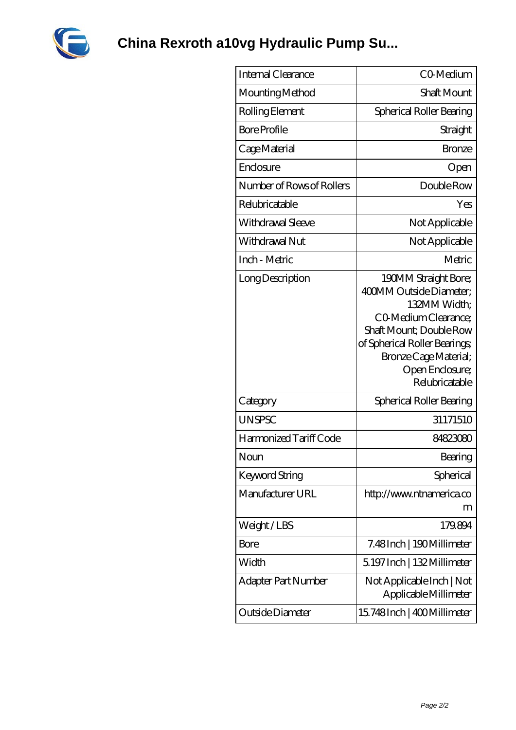| | |
|---|---|
| Internal Clearance | C0-Medium |
| Mounting Method | Shaft Mount |
| Rolling Element | Spherical Roller Bearing |
| Bore Profile | Straight |
| Cage Material | Bronze |
| Enclosure | Open |
| Number of Rows of Rollers | Double Row |
| Relubricatable | Yes |
| Withdrawal Sleeve | Not Applicable |
| Withdrawal Nut | Not Applicable |
| Inch - Metric | Metric |
| Long Description | 190MM Straight Bore; 400MM Outside Diameter; 132MM Width; C0-Medium Clearance; Shaft Mount; Double Row of Spherical Roller Bearings; Bronze Cage Material; Open Enclosure; Relubricatable |
| Category | Spherical Roller Bearing |
| UNSPSC | 31171510 |
| Harmonized Tariff Code | 84823080 |
| Noun | Bearing |
| Keyword String | Spherical |
| Manufacturer URL | http://www.ntnamerica.com |
| Weight / LBS | 179.894 |
| Bore | 7.48 Inch \| 190 Millimeter |
| Width | 5.197 Inch \| 132 Millimeter |
| Adapter Part Number | Not Applicable Inch \| Not Applicable Millimeter |
| Outside Diameter | 15.748 Inch \| 400 Millimeter |